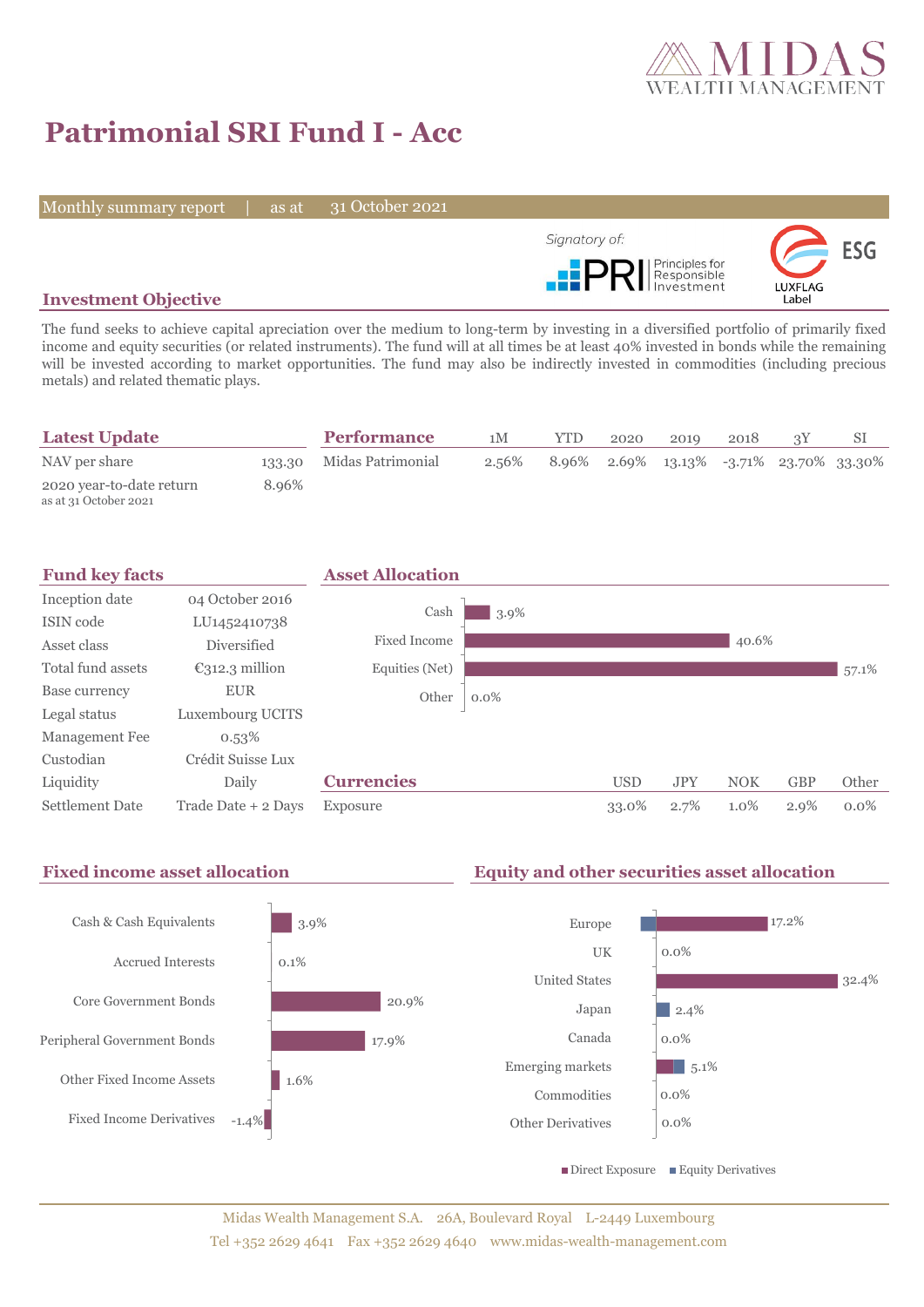# Patrimonial SRI Fund I - Acc

Monthly summary report | as at 31 October 2021

Signatory of: PRI Principles for Responsible Investment

LUXFLAG Label ESG

## Investment Objective

The fund seeks to achieve capital apreciation over the medium to long-term by investing in a diversified portfolio of primarily fixed income and equity securities (or related instruments). The fund will at all times be at least 40% invested in bonds while the remaining will be invested according to market opportunities. The fund may also be indirectly invested in commodities (including precious metals) and related thematic plays.

## Latest Update

| | |
|---|---|
| NAV per share | 133.30 |
| 2020 year-to-date return<br>as at 31 October 2021 | 8.96% |

## Performance

| | 1M | YTD | 2020 | 2019 | 2018 | 3Y | SI |
|---|---|---|---|---|---|---|---|
| Midas Patrimonial | 2.56% | 8.96% | 2.69% | 13.13% | -3.71% | 23.70% | 33.30% |

## Fund key facts

| | |
|---|---|
| Inception date | 04 October 2016 |
| ISIN code | LU1452410738 |
| Asset class | Diversified |
| Total fund assets | €312.3 million |
| Base currency | EUR |
| Legal status | Luxembourg UCITS |
| Management Fee | 0.53% |
| Custodian | Crédit Suisse Lux |
| Liquidity | Daily |
| Settlement Date | Trade Date + 2 Days |

## Asset Allocation

| | |
|---|---|
| Cash | 3.9% |
| Fixed Income | 40.6% |
| Equities (Net) | 57.1% |
| Other | 0.0% |

## Currencies

| | USD | JPY | NOK | GBP | Other |
|---|---|---|---|---|---|
| Exposure | 33.0% | 2.7% | 1.0% | 2.9% | 0.0% |

## Fixed income asset allocation

| | |
|---|---|
| Cash & Cash Equivalents | 3.9% |
| Accrued Interests | 0.1% |
| Core Government Bonds | 20.9% |
| Peripheral Government Bonds | 17.9% |
| Other Fixed Income Assets | 1.6% |
| Fixed Income Derivatives | -1.4% |

## Equity and other securities asset allocation

| | |
|---|---|
| Europe | 17.2% |
| UK | 0.0% |
| United States | 32.4% |
| Japan | 2.4% |
| Canada | 0.0% |
| Emerging markets | 5.1% |
| Commodities | 0.0% |
| Other Derivatives | 0.0% |

■ Direct Exposure ■ Equity Derivatives

Midas Wealth Management S.A. 26A, Boulevard Royal L-2449 Luxembourg
Tel +352 2629 4641 Fax +352 2629 4640 www.midas-wealth-management.com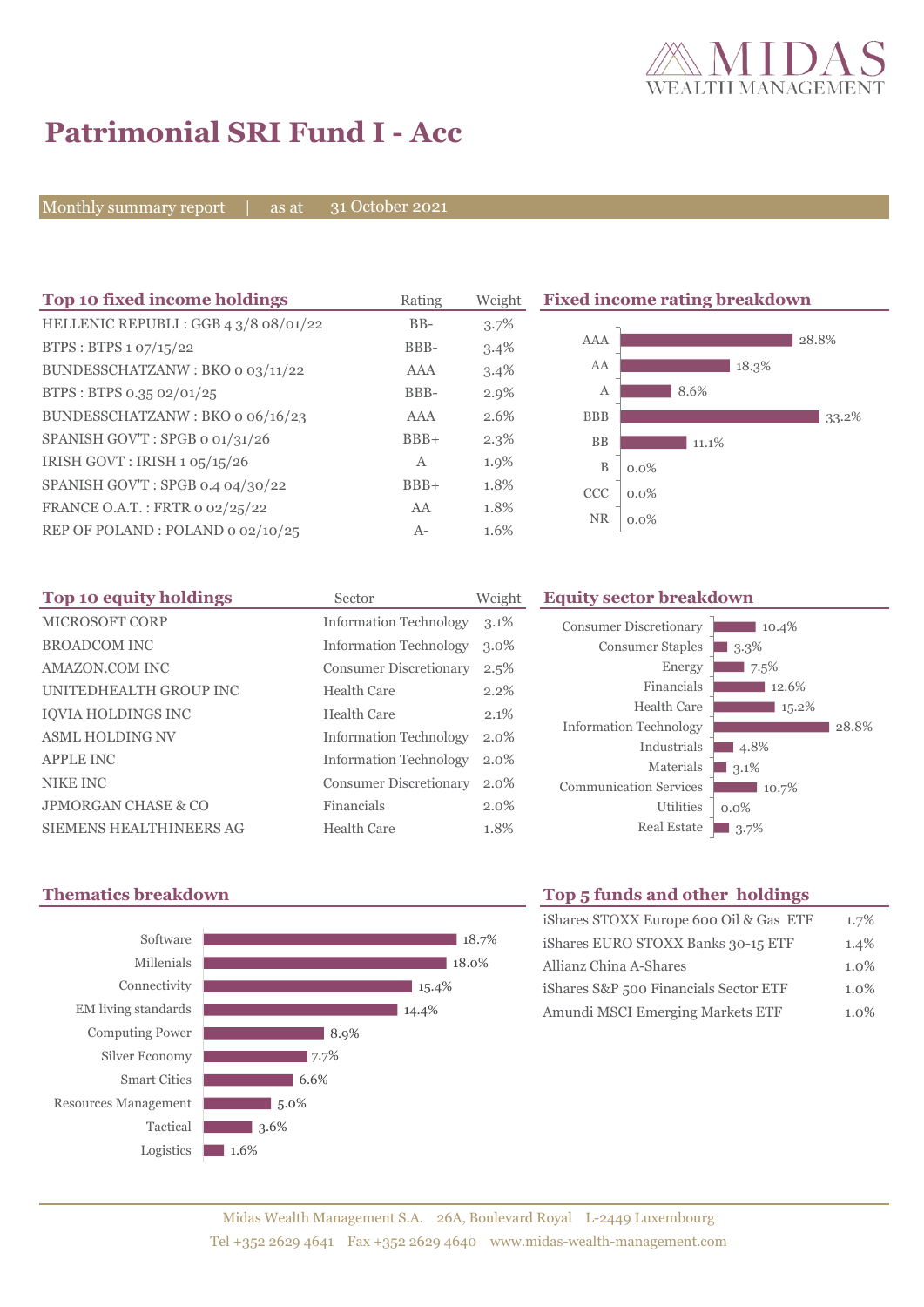# Patrimonial SRI Fund I - Acc

Monthly summary report | as at 31 October 2021

## Top 10 fixed income holdings

| Top 10 fixed income holdings | Rating | Weight |
|---|---|---|
| HELLENIC REPUBLI : GGB 4 3/8 08/01/22 | BB- | 3.7% |
| BTPS : BTPS 1 07/15/22 | BBB- | 3.4% |
| BUNDESSCHATZANW : BKO 0 03/11/22 | AAA | 3.4% |
| BTPS : BTPS 0.35 02/01/25 | BBB- | 2.9% |
| BUNDESSCHATZANW : BKO 0 06/16/23 | AAA | 2.6% |
| SPANISH GOV'T : SPGB 0 01/31/26 | BBB+ | 2.3% |
| IRISH GOVT : IRISH 1 05/15/26 | A | 1.9% |
| SPANISH GOV'T : SPGB 0.4 04/30/22 | BBB+ | 1.8% |
| FRANCE O.A.T. : FRTR 0 02/25/22 | AA | 1.8% |
| REP OF POLAND : POLAND 0 02/10/25 | A- | 1.6% |

## Fixed income rating breakdown

| Rating | Weight |
|---|---|
| AAA | 28.8% |
| AA | 18.3% |
| A | 8.6% |
| BBB | 33.2% |
| BB | 11.1% |
| B | 0.0% |
| CCC | 0.0% |
| NR | 0.0% |

## Top 10 equity holdings

| Top 10 equity holdings | Sector | Weight |
|---|---|---|
| MICROSOFT CORP | Information Technology | 3.1% |
| BROADCOM INC | Information Technology | 3.0% |
| AMAZON.COM INC | Consumer Discretionary | 2.5% |
| UNITEDHEALTH GROUP INC | Health Care | 2.2% |
| IQVIA HOLDINGS INC | Health Care | 2.1% |
| ASML HOLDING NV | Information Technology | 2.0% |
| APPLE INC | Information Technology | 2.0% |
| NIKE INC | Consumer Discretionary | 2.0% |
| JPMORGAN CHASE & CO | Financials | 2.0% |
| SIEMENS HEALTHINEERS AG | Health Care | 1.8% |

## Equity sector breakdown

| Sector | Weight |
|---|---|
| Consumer Discretionary | 10.4% |
| Consumer Staples | 3.3% |
| Energy | 7.5% |
| Financials | 12.6% |
| Health Care | 15.2% |
| Information Technology | 28.8% |
| Industrials | 4.8% |
| Materials | 3.1% |
| Communication Services | 10.7% |
| Utilities | 0.0% |
| Real Estate | 3.7% |

## Thematics breakdown

| Theme | Weight |
|---|---|
| Software | 18.7% |
| Millenials | 18.0% |
| Connectivity | 15.4% |
| EM living standards | 14.4% |
| Computing Power | 8.9% |
| Silver Economy | 7.7% |
| Smart Cities | 6.6% |
| Resources Management | 5.0% |
| Tactical | 3.6% |
| Logistics | 1.6% |

## Top 5 funds and other holdings

| Fund | Weight |
|---|---|
| iShares STOXX Europe 600 Oil & Gas ETF | 1.7% |
| iShares EURO STOXX Banks 30-15 ETF | 1.4% |
| Allianz China A-Shares | 1.0% |
| iShares S&P 500 Financials Sector ETF | 1.0% |
| Amundi MSCI Emerging Markets ETF | 1.0% |

Midas Wealth Management S.A. 26A, Boulevard Royal L-2449 Luxembourg
Tel +352 2629 4641 Fax +352 2629 4640 www.midas-wealth-management.com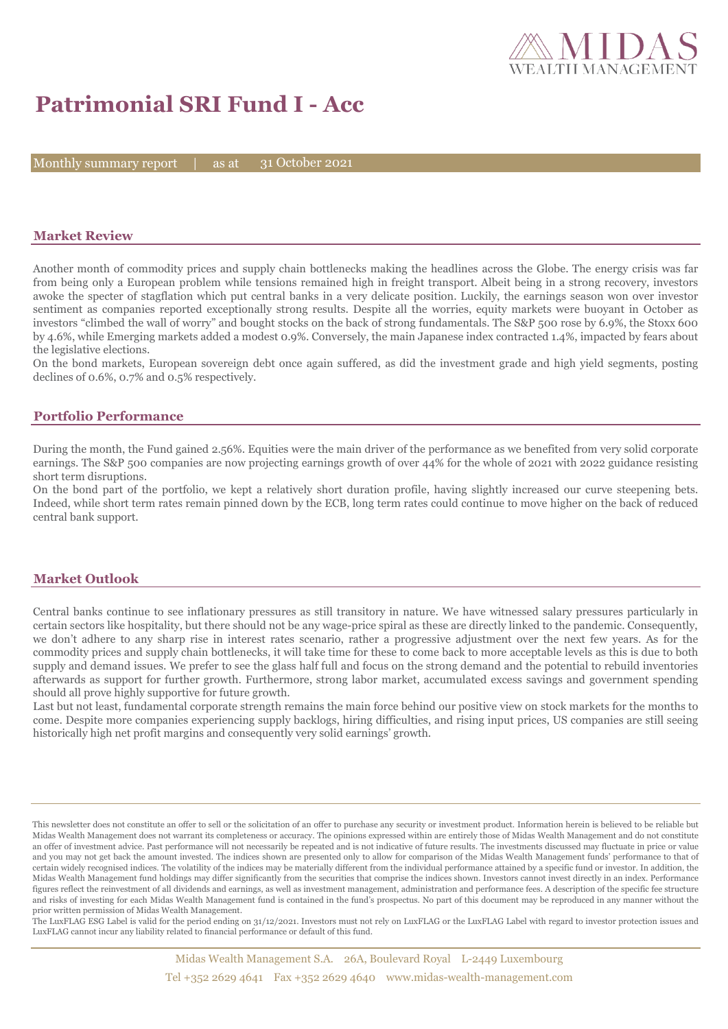# Patrimonial SRI Fund I - Acc

Monthly summary report | as at 31 October 2021

## Market Review

Another month of commodity prices and supply chain bottlenecks making the headlines across the Globe. The energy crisis was far from being only a European problem while tensions remained high in freight transport. Albeit being in a strong recovery, investors awoke the specter of stagflation which put central banks in a very delicate position. Luckily, the earnings season won over investor sentiment as companies reported exceptionally strong results. Despite all the worries, equity markets were buoyant in October as investors "climbed the wall of worry" and bought stocks on the back of strong fundamentals. The S&P 500 rose by 6.9%, the Stoxx 600 by 4.6%, while Emerging markets added a modest 0.9%. Conversely, the main Japanese index contracted 1.4%, impacted by fears about the legislative elections.

On the bond markets, European sovereign debt once again suffered, as did the investment grade and high yield segments, posting declines of 0.6%, 0.7% and 0.5% respectively.

## Portfolio Performance

During the month, the Fund gained 2.56%. Equities were the main driver of the performance as we benefited from very solid corporate earnings. The S&P 500 companies are now projecting earnings growth of over 44% for the whole of 2021 with 2022 guidance resisting short term disruptions.

On the bond part of the portfolio, we kept a relatively short duration profile, having slightly increased our curve steepening bets. Indeed, while short term rates remain pinned down by the ECB, long term rates could continue to move higher on the back of reduced central bank support.

## Market Outlook

Central banks continue to see inflationary pressures as still transitory in nature. We have witnessed salary pressures particularly in certain sectors like hospitality, but there should not be any wage-price spiral as these are directly linked to the pandemic. Consequently, we don't adhere to any sharp rise in interest rates scenario, rather a progressive adjustment over the next few years. As for the commodity prices and supply chain bottlenecks, it will take time for these to come back to more acceptable levels as this is due to both supply and demand issues. We prefer to see the glass half full and focus on the strong demand and the potential to rebuild inventories afterwards as support for further growth. Furthermore, strong labor market, accumulated excess savings and government spending should all prove highly supportive for future growth.

Last but not least, fundamental corporate strength remains the main force behind our positive view on stock markets for the months to come. Despite more companies experiencing supply backlogs, hiring difficulties, and rising input prices, US companies are still seeing historically high net profit margins and consequently very solid earnings' growth.

---

This newsletter does not constitute an offer to sell or the solicitation of an offer to purchase any security or investment product. Information herein is believed to be reliable but Midas Wealth Management does not warrant its completeness or accuracy. The opinions expressed within are entirely those of Midas Wealth Management and do not constitute an offer of investment advice. Past performance will not necessarily be repeated and is not indicative of future results. The investments discussed may fluctuate in price or value and you may not get back the amount invested. The indices shown are presented only to allow for comparison of the Midas Wealth Management funds' performance to that of certain widely recognised indices. The volatility of the indices may be materially different from the individual performance attained by a specific fund or investor. In addition, the Midas Wealth Management fund holdings may differ significantly from the securities that comprise the indices shown. Investors cannot invest directly in an index. Performance figures reflect the reinvestment of all dividends and earnings, as well as investment management, administration and performance fees. A description of the specific fee structure and risks of investing for each Midas Wealth Management fund is contained in the fund's prospectus. No part of this document may be reproduced in any manner without the prior written permission of Midas Wealth Management.

The LuxFLAG ESG Label is valid for the period ending on 31/12/2021. Investors must not rely on LuxFLAG or the LuxFLAG Label with regard to investor protection issues and LuxFLAG cannot incur any liability related to financial performance or default of this fund.

Midas Wealth Management S.A. 26A, Boulevard Royal L-2449 Luxembourg

Tel +352 2629 4641 Fax +352 2629 4640 www.midas-wealth-management.com